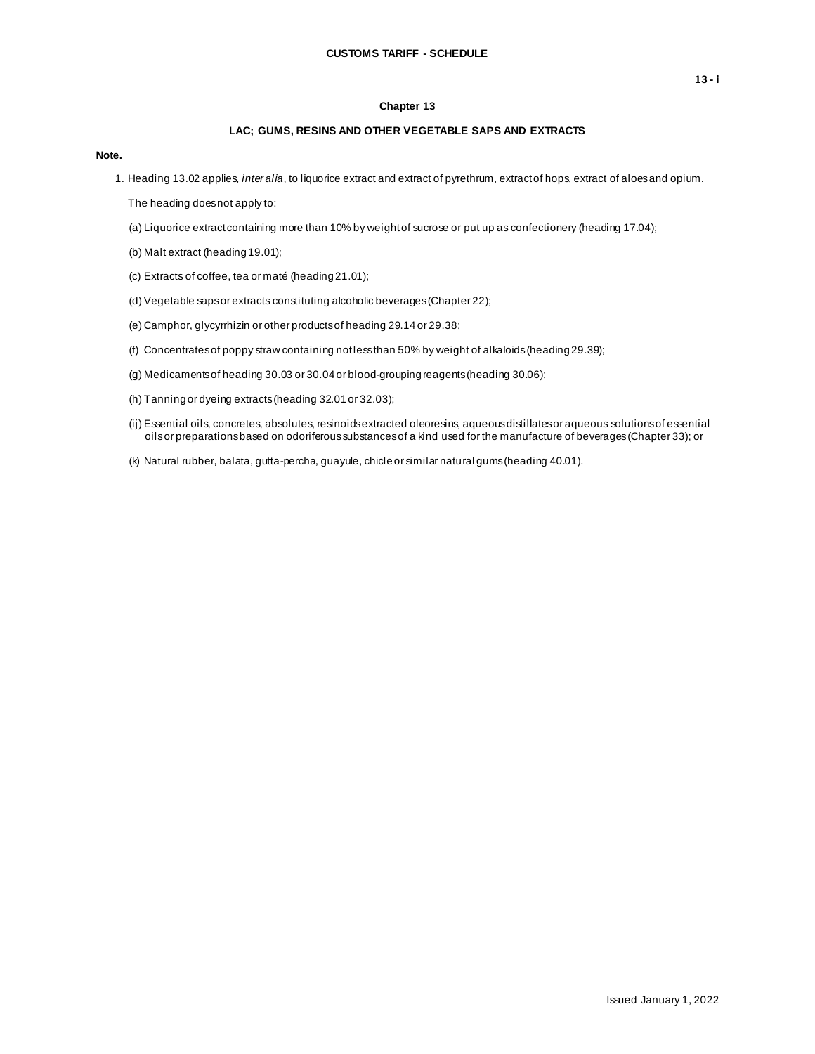# Chapter 13

## LAC; GUMS, RESINS AND OTHER VEGETABLE SAPS AND EXTRACTS

**Note.**

1. Heading 13.02 applies, *inter alia*, to liquorice extract and extract of pyrethrum, extract of hops, extract of aloes and opium.

   The heading does not apply to:

   (a) Liquorice extract containing more than 10% by weight of sucrose or put up as confectionery (heading 17.04);

   (b) Malt extract (heading 19.01);

   (c) Extracts of coffee, tea or maté (heading 21.01);

   (d) Vegetable saps or extracts constituting alcoholic beverages (Chapter 22);

   (e) Camphor, glycyrrhizin or other products of heading 29.14 or 29.38;

   (f) Concentrates of poppy straw containing not less than 50% by weight of alkaloids (heading 29.39);

   (g) Medicaments of heading 30.03 or 30.04 or blood-grouping reagents (heading 30.06);

   (h) Tanning or dyeing extracts (heading 32.01 or 32.03);

   (ij) Essential oils, concretes, absolutes, resinoids extracted oleoresins, aqueous distillates or aqueous solutions of essential oils or preparations based on odoriferous substances of a kind used for the manufacture of beverages (Chapter 33); or

   (k) Natural rubber, balata, gutta-percha, guayule, chicle or similar natural gums (heading 40.01).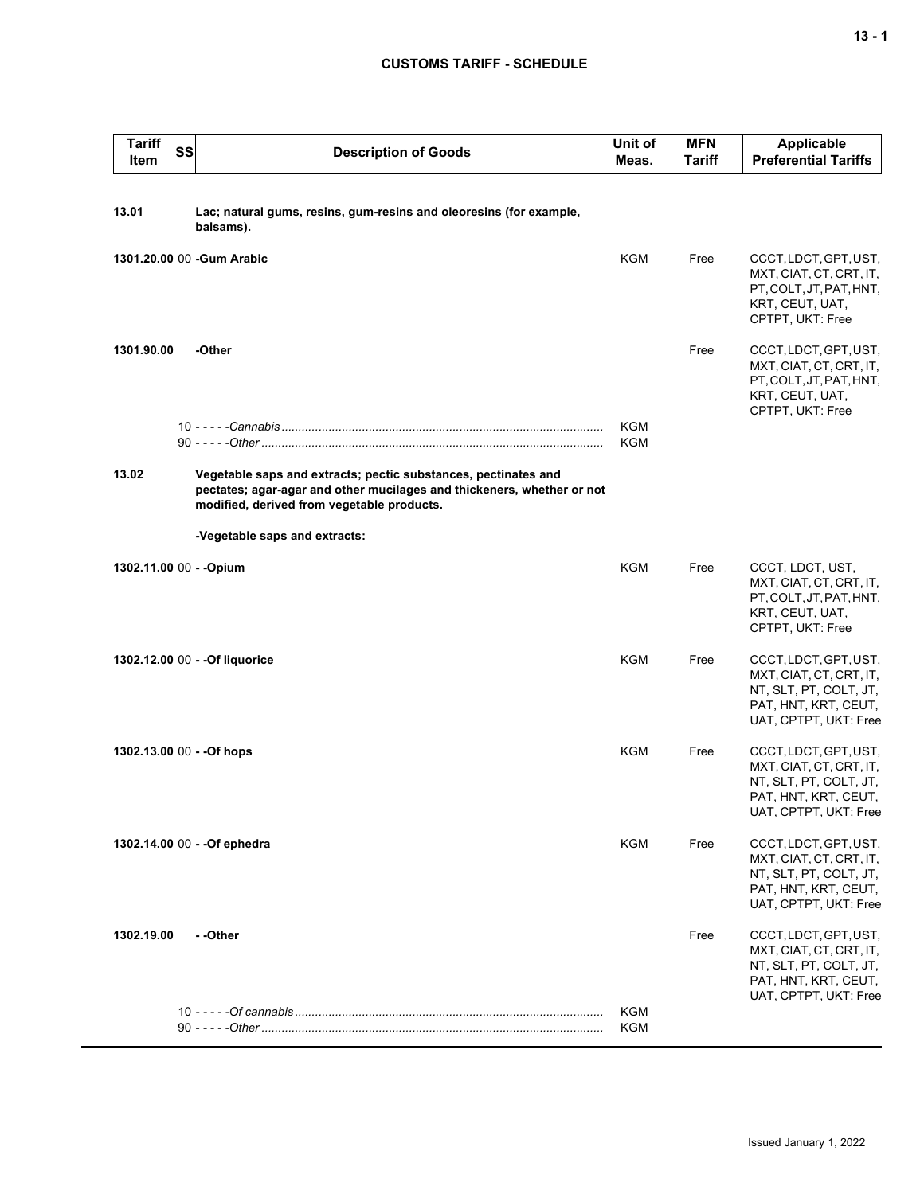| Tariff Item | SS | Description of Goods | Unit of Meas. | MFN Tariff | Applicable Preferential Tariffs |
|---|---|---|---|---|---|
| **13.01** | | **Lac; natural gums, resins, gum-resins and oleoresins (for example, balsams).** | | | |
| **1301.20.00** | 00 | **-Gum Arabic** | KGM | Free | CCCT, LDCT, GPT, UST, MXT, CIAT, CT, CRT, IT, PT, COLT, JT, PAT, HNT, KRT, CEUT, UAT, CPTPT, UKT: Free |
| **1301.90.00** | | **-Other** | | Free | CCCT, LDCT, GPT, UST, MXT, CIAT, CT, CRT, IT, PT, COLT, JT, PAT, HNT, KRT, CEUT, UAT, CPTPT, UKT: Free |
| | 10 | - - - - -*Cannabis* | KGM | | |
| | 90 | - - - - -*Other* | KGM | | |
| **13.02** | | **Vegetable saps and extracts; pectic substances, pectinates and pectates; agar-agar and other mucilages and thickeners, whether or not modified, derived from vegetable products.** | | | |
| | | **-Vegetable saps and extracts:** | | | |
| **1302.11.00** | 00 | **- -Opium** | KGM | Free | CCCT, LDCT, UST, MXT, CIAT, CT, CRT, IT, PT, COLT, JT, PAT, HNT, KRT, CEUT, UAT, CPTPT, UKT: Free |
| **1302.12.00** | 00 | **- -Of liquorice** | KGM | Free | CCCT, LDCT, GPT, UST, MXT, CIAT, CT, CRT, IT, NT, SLT, PT, COLT, JT, PAT, HNT, KRT, CEUT, UAT, CPTPT, UKT: Free |
| **1302.13.00** | 00 | **- -Of hops** | KGM | Free | CCCT, LDCT, GPT, UST, MXT, CIAT, CT, CRT, IT, NT, SLT, PT, COLT, JT, PAT, HNT, KRT, CEUT, UAT, CPTPT, UKT: Free |
| **1302.14.00** | 00 | **- -Of ephedra** | KGM | Free | CCCT, LDCT, GPT, UST, MXT, CIAT, CT, CRT, IT, NT, SLT, PT, COLT, JT, PAT, HNT, KRT, CEUT, UAT, CPTPT, UKT: Free |
| **1302.19.00** | | **- -Other** | | Free | CCCT, LDCT, GPT, UST, MXT, CIAT, CT, CRT, IT, NT, SLT, PT, COLT, JT, PAT, HNT, KRT, CEUT, UAT, CPTPT, UKT: Free |
| | 10 | - - - - -*Of cannabis* | KGM | | |
| | 90 | - - - - -*Other* | KGM | | |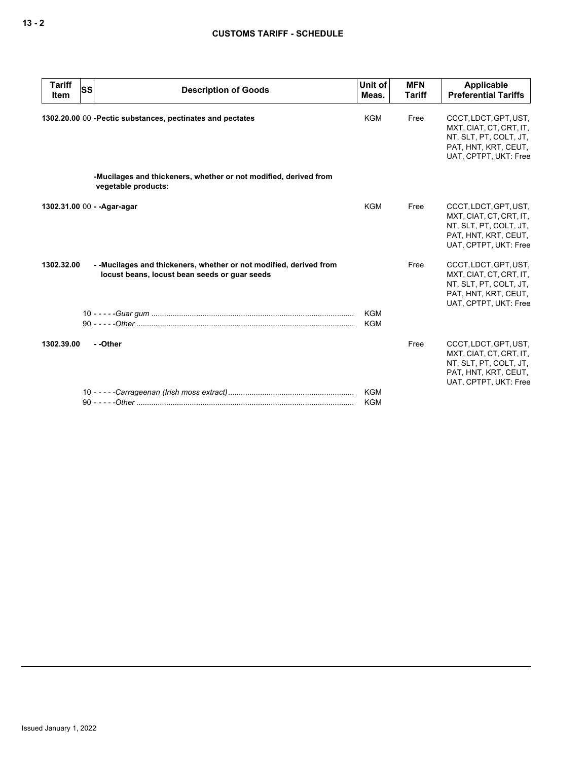| Tariff Item | SS | Description of Goods | Unit of Meas. | MFN Tariff | Applicable Preferential Tariffs |
|---|---|---|---|---|---|
| 1302.20.00 | 00 | **-Pectic substances, pectinates and pectates** | KGM | Free | CCCT, LDCT, GPT, UST, MXT, CIAT, CT, CRT, IT, NT, SLT, PT, COLT, JT, PAT, HNT, KRT, CEUT, UAT, CPTPT, UKT: Free |
| | | **-Mucilages and thickeners, whether or not modified, derived from vegetable products:** | | | |
| 1302.31.00 | 00 | **- -Agar-agar** | KGM | Free | CCCT, LDCT, GPT, UST, MXT, CIAT, CT, CRT, IT, NT, SLT, PT, COLT, JT, PAT, HNT, KRT, CEUT, UAT, CPTPT, UKT: Free |
| 1302.32.00 | | **- -Mucilages and thickeners, whether or not modified, derived from locust beans, locust bean seeds or guar seeds** | | Free | CCCT, LDCT, GPT, UST, MXT, CIAT, CT, CRT, IT, NT, SLT, PT, COLT, JT, PAT, HNT, KRT, CEUT, UAT, CPTPT, UKT: Free |
| | 10 | - - - - -*Guar gum* | KGM | | |
| | 90 | - - - - -*Other* | KGM | | |
| 1302.39.00 | | **- -Other** | | Free | CCCT, LDCT, GPT, UST, MXT, CIAT, CT, CRT, IT, NT, SLT, PT, COLT, JT, PAT, HNT, KRT, CEUT, UAT, CPTPT, UKT: Free |
| | 10 | - - - - -*Carrageenan (Irish moss extract)* | KGM | | |
| | 90 | - - - - -*Other* | KGM | | |